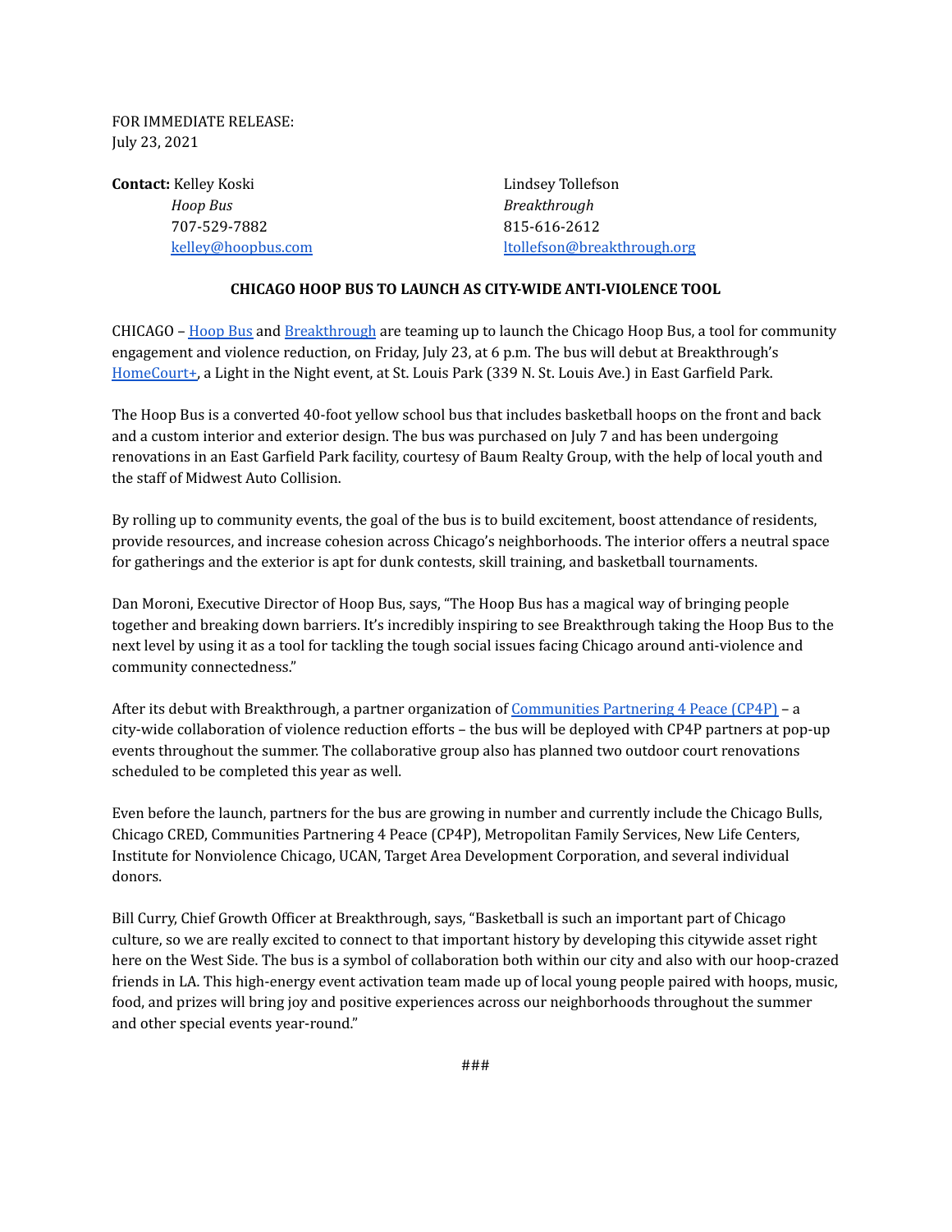FOR IMMEDIATE RELEASE:
July 23, 2021

**Contact:** Kelley Koski
*Hoop Bus*
707-529-7882
kelley@hoopbus.com

Lindsey Tollefson
*Breakthrough*
815-616-2612
ltollefson@breakthrough.org

**CHICAGO HOOP BUS TO LAUNCH AS CITY-WIDE ANTI-VIOLENCE TOOL**

CHICAGO – Hoop Bus and Breakthrough are teaming up to launch the Chicago Hoop Bus, a tool for community engagement and violence reduction, on Friday, July 23, at 6 p.m. The bus will debut at Breakthrough's HomeCourt+, a Light in the Night event, at St. Louis Park (339 N. St. Louis Ave.) in East Garfield Park.

The Hoop Bus is a converted 40-foot yellow school bus that includes basketball hoops on the front and back and a custom interior and exterior design. The bus was purchased on July 7 and has been undergoing renovations in an East Garfield Park facility, courtesy of Baum Realty Group, with the help of local youth and the staff of Midwest Auto Collision.

By rolling up to community events, the goal of the bus is to build excitement, boost attendance of residents, provide resources, and increase cohesion across Chicago's neighborhoods. The interior offers a neutral space for gatherings and the exterior is apt for dunk contests, skill training, and basketball tournaments.

Dan Moroni, Executive Director of Hoop Bus, says, "The Hoop Bus has a magical way of bringing people together and breaking down barriers. It's incredibly inspiring to see Breakthrough taking the Hoop Bus to the next level by using it as a tool for tackling the tough social issues facing Chicago around anti-violence and community connectedness."

After its debut with Breakthrough, a partner organization of Communities Partnering 4 Peace (CP4P) – a city-wide collaboration of violence reduction efforts – the bus will be deployed with CP4P partners at pop-up events throughout the summer. The collaborative group also has planned two outdoor court renovations scheduled to be completed this year as well.

Even before the launch, partners for the bus are growing in number and currently include the Chicago Bulls, Chicago CRED, Communities Partnering 4 Peace (CP4P), Metropolitan Family Services, New Life Centers, Institute for Nonviolence Chicago, UCAN, Target Area Development Corporation, and several individual donors.

Bill Curry, Chief Growth Officer at Breakthrough, says, "Basketball is such an important part of Chicago culture, so we are really excited to connect to that important history by developing this citywide asset right here on the West Side. The bus is a symbol of collaboration both within our city and also with our hoop-crazed friends in LA. This high-energy event activation team made up of local young people paired with hoops, music, food, and prizes will bring joy and positive experiences across our neighborhoods throughout the summer and other special events year-round."

###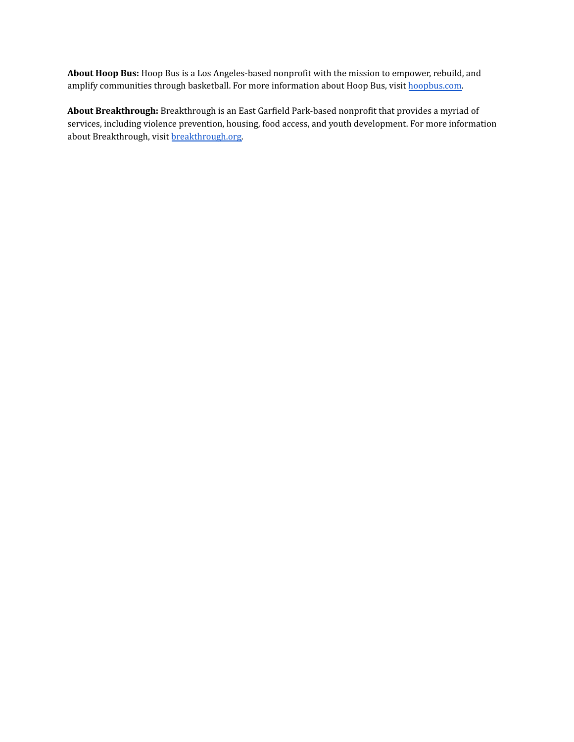**About Hoop Bus:** Hoop Bus is a Los Angeles-based nonprofit with the mission to empower, rebuild, and amplify communities through basketball. For more information about Hoop Bus, visit [hoopbus.com](hoopbus.com).

**About Breakthrough:** Breakthrough is an East Garfield Park-based nonprofit that provides a myriad of services, including violence prevention, housing, food access, and youth development. For more information about Breakthrough, visit [breakthrough.org](breakthrough.org).